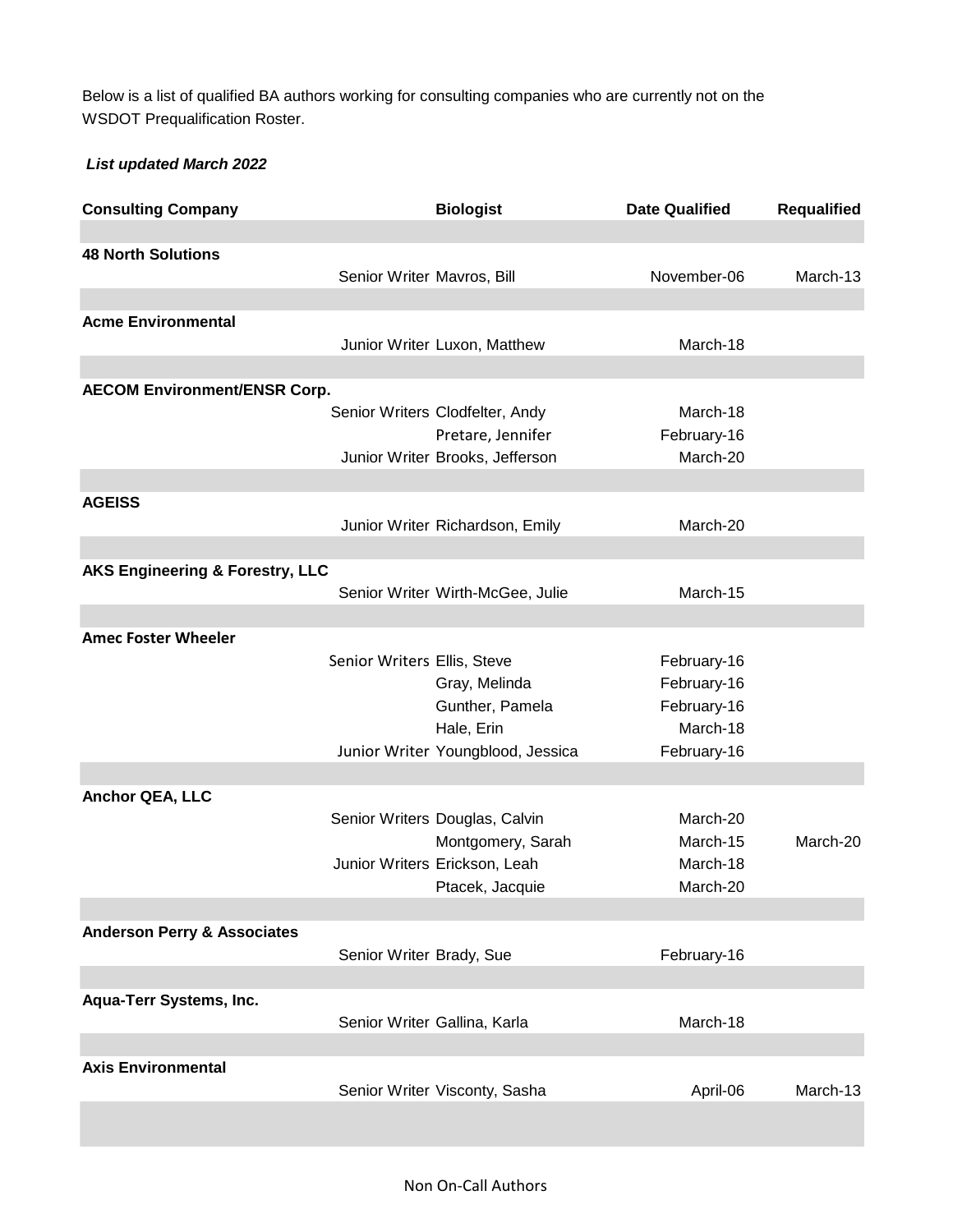Below is a list of qualified BA authors working for consulting companies who are currently not on the WSDOT Prequalification Roster.

***List updated March 2022***

| Consulting Company | | Biologist | Date Qualified | Requalified |
|---|---|---|---|---|
| **48 North Solutions** | | | | |
| | Senior Writer | Mavros, Bill | November-06 | March-13 |
| **Acme Environmental** | | | | |
| | Junior Writer | Luxon, Matthew | March-18 | |
| **AECOM Environment/ENSR Corp.** | | | | |
| | Senior Writers | Clodfelter, Andy | March-18 | |
| | | Pretare, Jennifer | February-16 | |
| | Junior Writer | Brooks, Jefferson | March-20 | |
| **AGEISS** | | | | |
| | Junior Writer | Richardson, Emily | March-20 | |
| **AKS Engineering & Forestry, LLC** | | | | |
| | Senior Writer | Wirth-McGee, Julie | March-15 | |
| **Amec Foster Wheeler** | | | | |
| | Senior Writers | Ellis, Steve | February-16 | |
| | | Gray, Melinda | February-16 | |
| | | Gunther, Pamela | February-16 | |
| | | Hale, Erin | March-18 | |
| | Junior Writer | Youngblood, Jessica | February-16 | |
| **Anchor QEA, LLC** | | | | |
| | Senior Writers | Douglas, Calvin | March-20 | |
| | | Montgomery, Sarah | March-15 | March-20 |
| | Junior Writers | Erickson, Leah | March-18 | |
| | | Ptacek, Jacquie | March-20 | |
| **Anderson Perry & Associates** | | | | |
| | Senior Writer | Brady, Sue | February-16 | |
| **Aqua-Terr Systems, Inc.** | | | | |
| | Senior Writer | Gallina, Karla | March-18 | |
| **Axis Environmental** | | | | |
| | Senior Writer | Visconty, Sasha | April-06 | March-13 |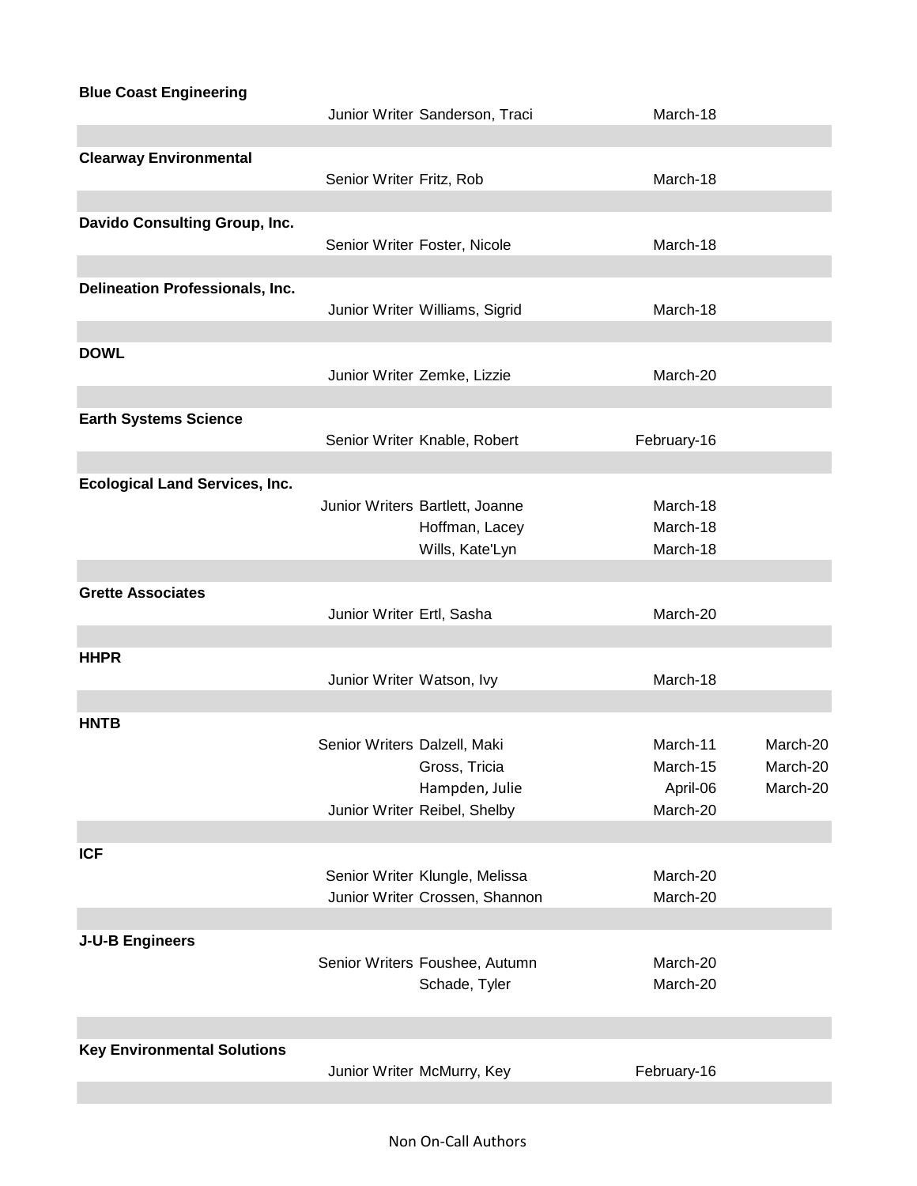| Company | Role | Name | Date | Date |
|---|---|---|---|---|
| **Blue Coast Engineering** | | | | |
| | Junior Writer | Sanderson, Traci | March-18 | |
| **Clearway Environmental** | | | | |
| | Senior Writer | Fritz, Rob | March-18 | |
| **Davido Consulting Group, Inc.** | | | | |
| | Senior Writer | Foster, Nicole | March-18 | |
| **Delineation Professionals, Inc.** | | | | |
| | Junior Writer | Williams, Sigrid | March-18 | |
| **DOWL** | | | | |
| | Junior Writer | Zemke, Lizzie | March-20 | |
| **Earth Systems Science** | | | | |
| | Senior Writer | Knable, Robert | February-16 | |
| **Ecological Land Services, Inc.** | | | | |
| | Junior Writers | Bartlett, Joanne | March-18 | |
| | | Hoffman, Lacey | March-18 | |
| | | Wills, Kate'Lyn | March-18 | |
| **Grette Associates** | | | | |
| | Junior Writer | Ertl, Sasha | March-20 | |
| **HHPR** | | | | |
| | Junior Writer | Watson, Ivy | March-18 | |
| **HNTB** | | | | |
| | Senior Writers | Dalzell, Maki | March-11 | March-20 |
| | | Gross, Tricia | March-15 | March-20 |
| | | Hampden, Julie | April-06 | March-20 |
| | Junior Writer | Reibel, Shelby | March-20 | |
| **ICF** | | | | |
| | Senior Writer | Klungle, Melissa | March-20 | |
| | Junior Writer | Crossen, Shannon | March-20 | |
| **J-U-B Engineers** | | | | |
| | Senior Writers | Foushee, Autumn | March-20 | |
| | | Schade, Tyler | March-20 | |
| **Key Environmental Solutions** | | | | |
| | Junior Writer | McMurry, Key | February-16 | |

Non On-Call Authors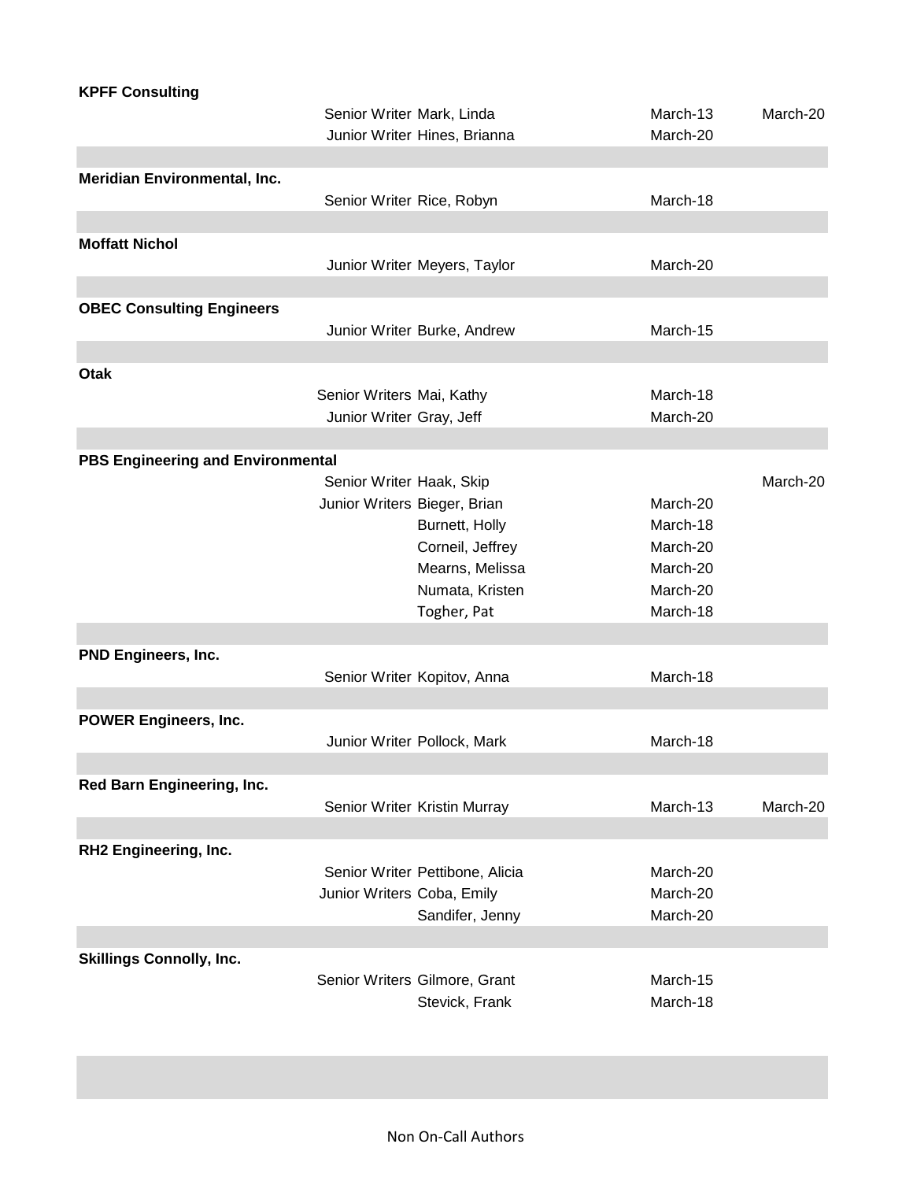| Firm | Role | Name | Date 1 | Date 2 |
|---|---|---|---|---|
| **KPFF Consulting** | | | | |
| | Senior Writer | Mark, Linda | March-13 | March-20 |
| | Junior Writer | Hines, Brianna | March-20 | |
| **Meridian Environmental, Inc.** | | | | |
| | Senior Writer | Rice, Robyn | March-18 | |
| **Moffatt Nichol** | | | | |
| | Junior Writer | Meyers, Taylor | March-20 | |
| **OBEC Consulting Engineers** | | | | |
| | Junior Writer | Burke, Andrew | March-15 | |
| **Otak** | | | | |
| | Senior Writers | Mai, Kathy | March-18 | |
| | Junior Writer | Gray, Jeff | March-20 | |
| **PBS Engineering and Environmental** | | | | |
| | Senior Writer | Haak, Skip | | March-20 |
| | Junior Writers | Bieger, Brian | March-20 | |
| | | Burnett, Holly | March-18 | |
| | | Corneil, Jeffrey | March-20 | |
| | | Mearns, Melissa | March-20 | |
| | | Numata, Kristen | March-20 | |
| | | Togher, Pat | March-18 | |
| **PND Engineers, Inc.** | | | | |
| | Senior Writer | Kopitov, Anna | March-18 | |
| **POWER Engineers, Inc.** | | | | |
| | Junior Writer | Pollock, Mark | March-18 | |
| **Red Barn Engineering, Inc.** | | | | |
| | Senior Writer | Kristin Murray | March-13 | March-20 |
| **RH2 Engineering, Inc.** | | | | |
| | Senior Writer | Pettibone, Alicia | March-20 | |
| | Junior Writers | Coba, Emily | March-20 | |
| | | Sandifer, Jenny | March-20 | |
| **Skillings Connolly, Inc.** | | | | |
| | Senior Writers | Gilmore, Grant | March-15 | |
| | | Stevick, Frank | March-18 | |

Non On-Call Authors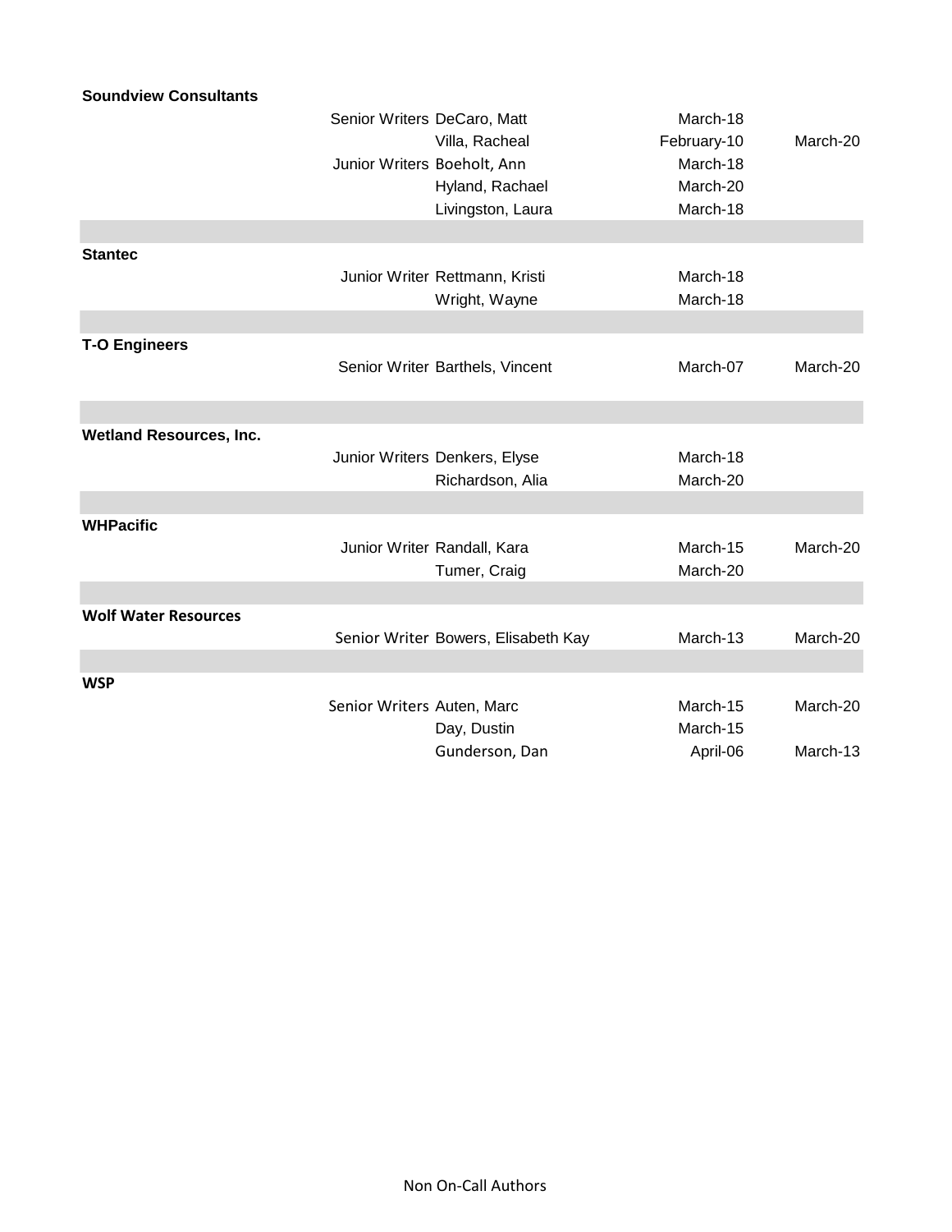| | | | | |
|---|---|---|---|---|
| **Soundview Consultants** | | | | |
| | Senior Writers | DeCaro, Matt | March-18 | |
| | | Villa, Racheal | February-10 | March-20 |
| | Junior Writers | Boeholt, Ann | March-18 | |
| | | Hyland, Rachael | March-20 | |
| | | Livingston, Laura | March-18 | |
| | | | | |
| **Stantec** | | | | |
| | Junior Writer | Rettmann, Kristi | March-18 | |
| | | Wright, Wayne | March-18 | |
| | | | | |
| **T-O Engineers** | | | | |
| | Senior Writer | Barthels, Vincent | March-07 | March-20 |
| | | | | |
| **Wetland Resources, Inc.** | | | | |
| | Junior Writers | Denkers, Elyse | March-18 | |
| | | Richardson, Alia | March-20 | |
| | | | | |
| **WHPacific** | | | | |
| | Junior Writer | Randall, Kara | March-15 | March-20 |
| | | Tumer, Craig | March-20 | |
| | | | | |
| **Wolf Water Resources** | | | | |
| | Senior Writer | Bowers, Elisabeth Kay | March-13 | March-20 |
| | | | | |
| **WSP** | | | | |
| | Senior Writers | Auten, Marc | March-15 | March-20 |
| | | Day, Dustin | March-15 | |
| | | Gunderson, Dan | April-06 | March-13 |

Non On-Call Authors